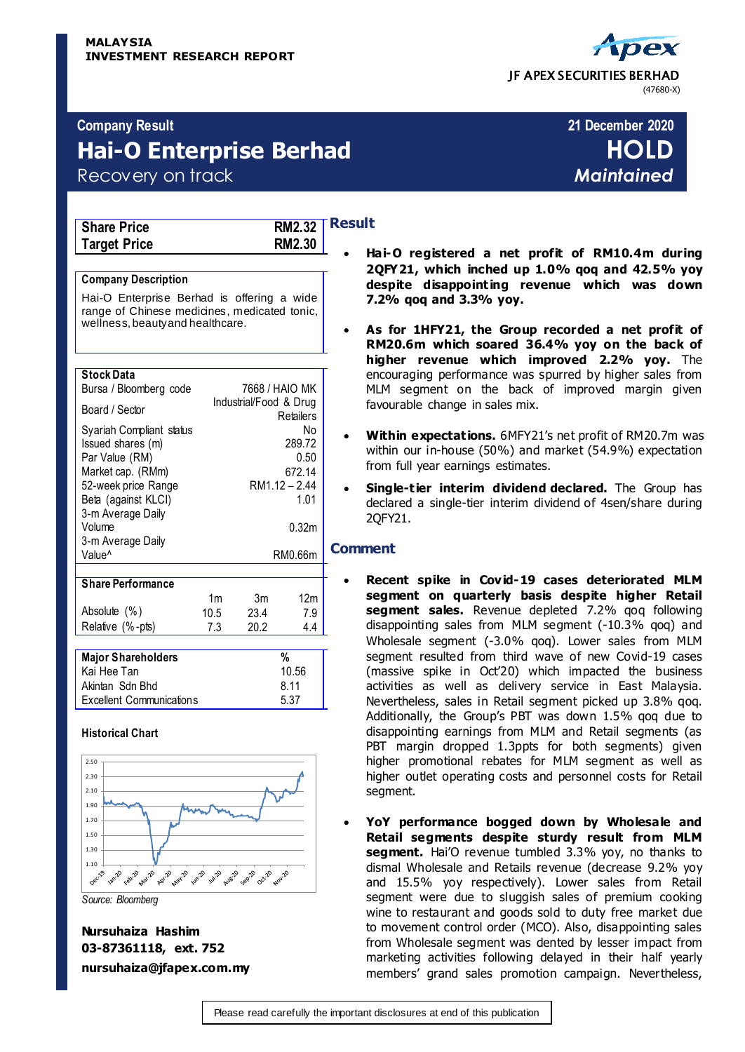**MALAYSIA**
**INVESTMENT RESEARCH REPORT**

JF APEX SECURITIES BERHAD
(47680-X)

**Company Result** — **21 December 2020**

# Hai-O Enterprise Berhad

**HOLD**

Recovery on track

*Maintained*

| | |
|---|---|
| **Share Price** | **RM2.32** |
| **Target Price** | **RM2.30** |

**Company Description**

Hai-O Enterprise Berhad is offering a wide range of Chinese medicines, medicated tonic, wellness, beauty and healthcare.

| **Stock Data** | |
|---|---|
| Bursa / Bloomberg code | 7668 / HAIO MK |
| Board / Sector | Industrial/Food & Drug Retailers |
| Syariah Compliant status | No |
| Issued shares (m) | 289.72 |
| Par Value (RM) | 0.50 |
| Market cap. (RMm) | 672.14 |
| 52-week price Range | RM1.12 – 2.44 |
| Beta (against KLCI) | 1.01 |
| 3-m Average Daily Volume | 0.32m |
| 3-m Average Daily Value^ | RM0.66m |

| **Share Performance** | 1m | 3m | 12m |
|---|---|---|---|
| Absolute (%) | 10.5 | 23.4 | 7.9 |
| Relative (%-pts) | 7.3 | 20.2 | 4.4 |

| **Major Shareholders** | **%** |
|---|---|
| Kai Hee Tan | 10.56 |
| Akintan Sdn Bhd | 8.11 |
| Excellent Communications | 5.37 |

**Historical Chart**

*Source: Bloomberg*

**Nursuhaiza Hashim**
**03-87361118, ext. 752**
**nursuhaiza@jfapex.com.my**

## Result

- **Hai-O registered a net profit of RM10.4m during 2QFY21, which inched up 1.0% qoq and 42.5% yoy despite disappointing revenue which was down 7.2% qoq and 3.3% yoy.**

- **As for 1HFY21, the Group recorded a net profit of RM20.6m which soared 36.4% yoy on the back of higher revenue which improved 2.2% yoy.** The encouraging performance was spurred by higher sales from MLM segment on the back of improved margin given favourable change in sales mix.

- **Within expectations.** 6MFY21's net profit of RM20.7m was within our in-house (50%) and market (54.9%) expectation from full year earnings estimates.

- **Single-tier interim dividend declared.** The Group has declared a single-tier interim dividend of 4sen/share during 2QFY21.

## Comment

- **Recent spike in Covid-19 cases deteriorated MLM segment on quarterly basis despite higher Retail segment sales.** Revenue depleted 7.2% qoq following disappointing sales from MLM segment (-10.3% qoq) and Wholesale segment (-3.0% qoq). Lower sales from MLM segment resulted from third wave of new Covid-19 cases (massive spike in Oct'20) which impacted the business activities as well as delivery service in East Malaysia. Nevertheless, sales in Retail segment picked up 3.8% qoq. Additionally, the Group's PBT was down 1.5% qoq due to disappointing earnings from MLM and Retail segments (as PBT margin dropped 1.3ppts for both segments) given higher promotional rebates for MLM segment as well as higher outlet operating costs and personnel costs for Retail segment.

- **YoY performance bogged down by Wholesale and Retail segments despite sturdy result from MLM segment.** Hai'O revenue tumbled 3.3% yoy, no thanks to dismal Wholesale and Retails revenue (decrease 9.2% yoy and 15.5% yoy respectively). Lower sales from Retail segment were due to sluggish sales of premium cooking wine to restaurant and goods sold to duty free market due to movement control order (MCO). Also, disappointing sales from Wholesale segment was dented by lesser impact from marketing activities following delayed in their half yearly members' grand sales promotion campaign. Nevertheless,

Please read carefully the important disclosures at end of this publication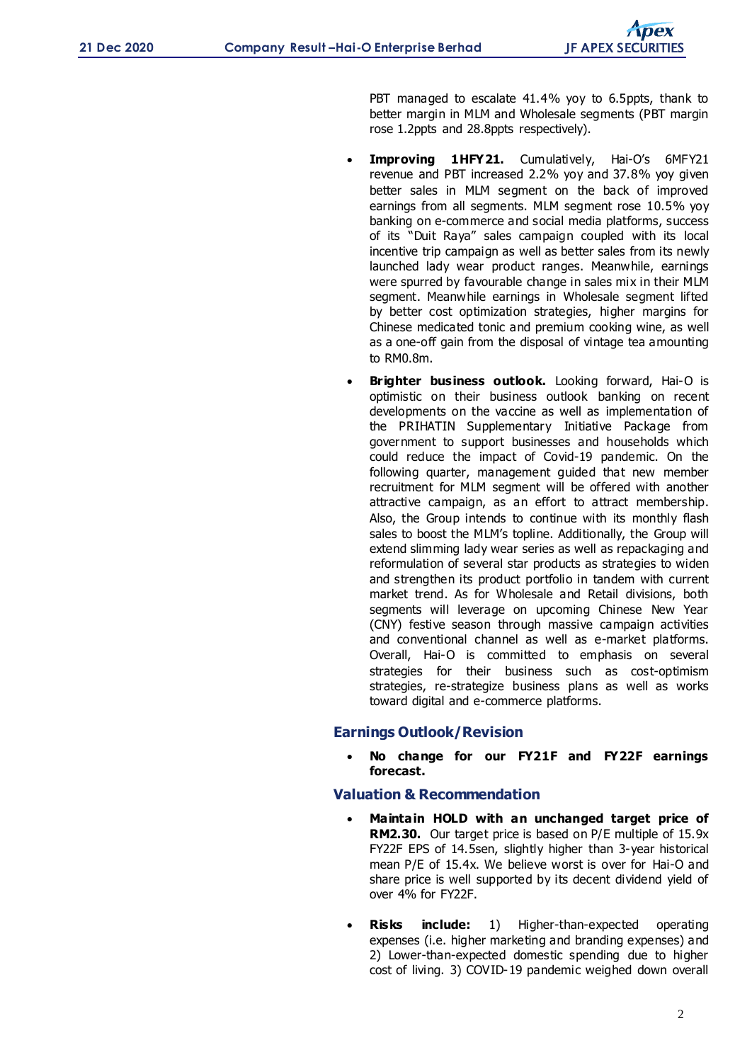PBT managed to escalate 41.4% yoy to 6.5ppts, thank to better margin in MLM and Wholesale segments (PBT margin rose 1.2ppts and 28.8ppts respectively).

- **Improving 1HFY21.** Cumulatively, Hai-O's 6MFY21 revenue and PBT increased 2.2% yoy and 37.8% yoy given better sales in MLM segment on the back of improved earnings from all segments. MLM segment rose 10.5% yoy banking on e-commerce and social media platforms, success of its "Duit Raya" sales campaign coupled with its local incentive trip campaign as well as better sales from its newly launched lady wear product ranges. Meanwhile, earnings were spurred by favourable change in sales mix in their MLM segment. Meanwhile earnings in Wholesale segment lifted by better cost optimization strategies, higher margins for Chinese medicated tonic and premium cooking wine, as well as a one-off gain from the disposal of vintage tea amounting to RM0.8m.

- **Brighter business outlook.** Looking forward, Hai-O is optimistic on their business outlook banking on recent developments on the vaccine as well as implementation of the PRIHATIN Supplementary Initiative Package from government to support businesses and households which could reduce the impact of Covid-19 pandemic. On the following quarter, management guided that new member recruitment for MLM segment will be offered with another attractive campaign, as an effort to attract membership. Also, the Group intends to continue with its monthly flash sales to boost the MLM's topline. Additionally, the Group will extend slimming lady wear series as well as repackaging and reformulation of several star products as strategies to widen and strengthen its product portfolio in tandem with current market trend. As for Wholesale and Retail divisions, both segments will leverage on upcoming Chinese New Year (CNY) festive season through massive campaign activities and conventional channel as well as e-market platforms. Overall, Hai-O is committed to emphasis on several strategies for their business such as cost-optimism strategies, re-strategize business plans as well as works toward digital and e-commerce platforms.

## Earnings Outlook/Revision

- **No change for our FY21F and FY22F earnings forecast.**

## Valuation & Recommendation

- **Maintain HOLD with an unchanged target price of RM2.30.** Our target price is based on P/E multiple of 15.9x FY22F EPS of 14.5sen, slightly higher than 3-year historical mean P/E of 15.4x. We believe worst is over for Hai-O and share price is well supported by its decent dividend yield of over 4% for FY22F.

- **Risks include:** 1) Higher-than-expected operating expenses (i.e. higher marketing and branding expenses) and 2) Lower-than-expected domestic spending due to higher cost of living. 3) COVID-19 pandemic weighed down overall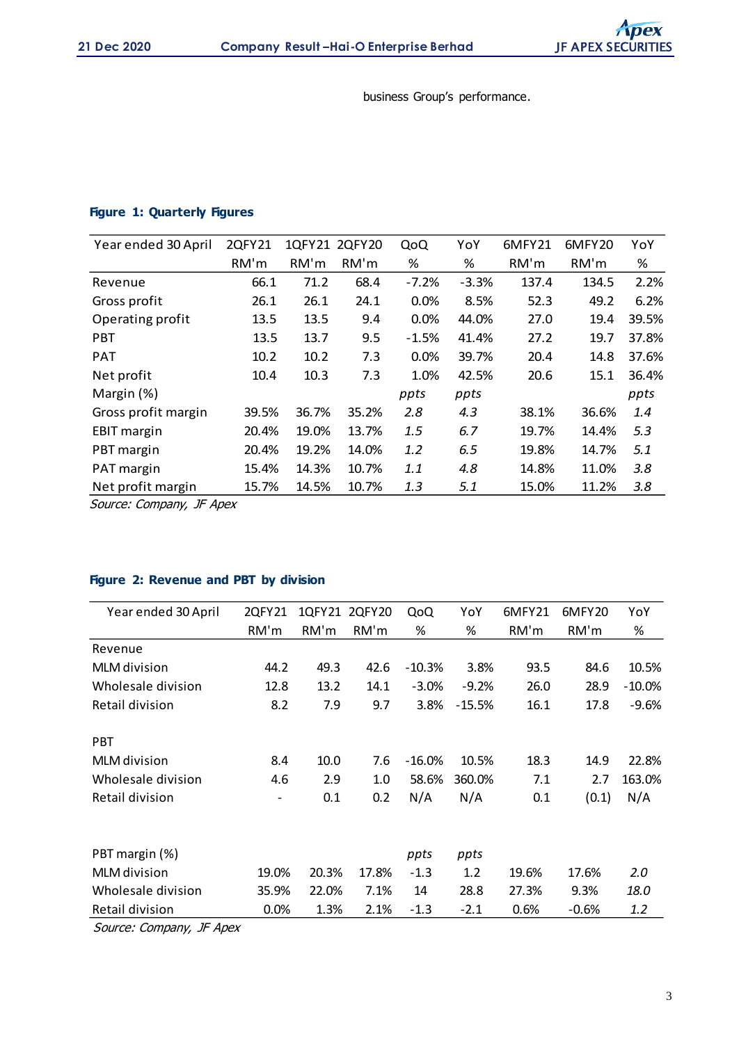business Group's performance.

**Figure 1: Quarterly Figures**

| Year ended 30 April | 2QFY21 | 1QFY21 | 2QFY20 | QoQ | YoY | 6MFY21 | 6MFY20 | YoY |
|---|---|---|---|---|---|---|---|---|
| | RM'm | RM'm | RM'm | % | % | RM'm | RM'm | % |
| Revenue | 66.1 | 71.2 | 68.4 | -7.2% | -3.3% | 137.4 | 134.5 | 2.2% |
| Gross profit | 26.1 | 26.1 | 24.1 | 0.0% | 8.5% | 52.3 | 49.2 | 6.2% |
| Operating profit | 13.5 | 13.5 | 9.4 | 0.0% | 44.0% | 27.0 | 19.4 | 39.5% |
| PBT | 13.5 | 13.7 | 9.5 | -1.5% | 41.4% | 27.2 | 19.7 | 37.8% |
| PAT | 10.2 | 10.2 | 7.3 | 0.0% | 39.7% | 20.4 | 14.8 | 37.6% |
| Net profit | 10.4 | 10.3 | 7.3 | 1.0% | 42.5% | 20.6 | 15.1 | 36.4% |
| Margin (%) | | | | *ppts* | *ppts* | | | *ppts* |
| Gross profit margin | 39.5% | 36.7% | 35.2% | *2.8* | *4.3* | 38.1% | 36.6% | *1.4* |
| EBIT margin | 20.4% | 19.0% | 13.7% | *1.5* | *6.7* | 19.7% | 14.4% | *5.3* |
| PBT margin | 20.4% | 19.2% | 14.0% | *1.2* | *6.5* | 19.8% | 14.7% | *5.1* |
| PAT margin | 15.4% | 14.3% | 10.7% | *1.1* | *4.8* | 14.8% | 11.0% | *3.8* |
| Net profit margin | 15.7% | 14.5% | 10.7% | *1.3* | *5.1* | 15.0% | 11.2% | *3.8* |

*Source: Company, JF Apex*

**Figure 2: Revenue and PBT by division**

| Year ended 30 April | 2QFY21 | 1QFY21 | 2QFY20 | QoQ | YoY | 6MFY21 | 6MFY20 | YoY |
|---|---|---|---|---|---|---|---|---|
| | RM'm | RM'm | RM'm | % | % | RM'm | RM'm | % |
| Revenue | | | | | | | | |
| MLM division | 44.2 | 49.3 | 42.6 | -10.3% | 3.8% | 93.5 | 84.6 | 10.5% |
| Wholesale division | 12.8 | 13.2 | 14.1 | -3.0% | -9.2% | 26.0 | 28.9 | -10.0% |
| Retail division | 8.2 | 7.9 | 9.7 | 3.8% | -15.5% | 16.1 | 17.8 | -9.6% |
| | | | | | | | | |
| PBT | | | | | | | | |
| MLM division | 8.4 | 10.0 | 7.6 | -16.0% | 10.5% | 18.3 | 14.9 | 22.8% |
| Wholesale division | 4.6 | 2.9 | 1.0 | 58.6% | 360.0% | 7.1 | 2.7 | 163.0% |
| Retail division | - | 0.1 | 0.2 | N/A | N/A | 0.1 | (0.1) | N/A |
| | | | | | | | | |
| PBT margin (%) | | | | *ppts* | *ppts* | | | |
| MLM division | 19.0% | 20.3% | 17.8% | -1.3 | 1.2 | 19.6% | 17.6% | *2.0* |
| Wholesale division | 35.9% | 22.0% | 7.1% | 14 | 28.8 | 27.3% | 9.3% | *18.0* |
| Retail division | 0.0% | 1.3% | 2.1% | -1.3 | -2.1 | 0.6% | -0.6% | *1.2* |

*Source: Company, JF Apex*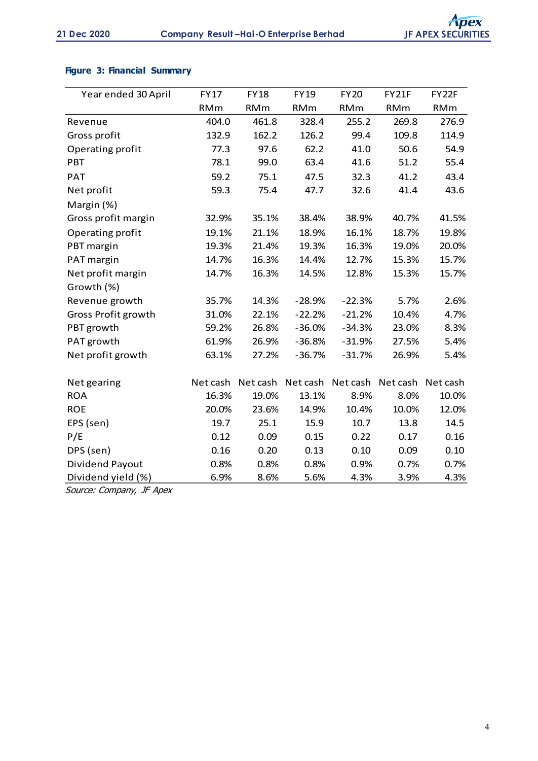**Figure 3: Financial Summary**

| Year ended 30 April | FY17 | FY18 | FY19 | FY20 | FY21F | FY22F |
|---|---|---|---|---|---|---|
| | RMm | RMm | RMm | RMm | RMm | RMm |
| Revenue | 404.0 | 461.8 | 328.4 | 255.2 | 269.8 | 276.9 |
| Gross profit | 132.9 | 162.2 | 126.2 | 99.4 | 109.8 | 114.9 |
| Operating profit | 77.3 | 97.6 | 62.2 | 41.0 | 50.6 | 54.9 |
| PBT | 78.1 | 99.0 | 63.4 | 41.6 | 51.2 | 55.4 |
| PAT | 59.2 | 75.1 | 47.5 | 32.3 | 41.2 | 43.4 |
| Net profit | 59.3 | 75.4 | 47.7 | 32.6 | 41.4 | 43.6 |
| Margin (%) | | | | | | |
| Gross profit margin | 32.9% | 35.1% | 38.4% | 38.9% | 40.7% | 41.5% |
| Operating profit | 19.1% | 21.1% | 18.9% | 16.1% | 18.7% | 19.8% |
| PBT margin | 19.3% | 21.4% | 19.3% | 16.3% | 19.0% | 20.0% |
| PAT margin | 14.7% | 16.3% | 14.4% | 12.7% | 15.3% | 15.7% |
| Net profit margin | 14.7% | 16.3% | 14.5% | 12.8% | 15.3% | 15.7% |
| Growth (%) | | | | | | |
| Revenue growth | 35.7% | 14.3% | -28.9% | -22.3% | 5.7% | 2.6% |
| Gross Profit growth | 31.0% | 22.1% | -22.2% | -21.2% | 10.4% | 4.7% |
| PBT growth | 59.2% | 26.8% | -36.0% | -34.3% | 23.0% | 8.3% |
| PAT growth | 61.9% | 26.9% | -36.8% | -31.9% | 27.5% | 5.4% |
| Net profit growth | 63.1% | 27.2% | -36.7% | -31.7% | 26.9% | 5.4% |
| | | | | | | |
| Net gearing | Net cash | Net cash | Net cash | Net cash | Net cash | Net cash |
| ROA | 16.3% | 19.0% | 13.1% | 8.9% | 8.0% | 10.0% |
| ROE | 20.0% | 23.6% | 14.9% | 10.4% | 10.0% | 12.0% |
| EPS (sen) | 19.7 | 25.1 | 15.9 | 10.7 | 13.8 | 14.5 |
| P/E | 0.12 | 0.09 | 0.15 | 0.22 | 0.17 | 0.16 |
| DPS (sen) | 0.16 | 0.20 | 0.13 | 0.10 | 0.09 | 0.10 |
| Dividend Payout | 0.8% | 0.8% | 0.8% | 0.9% | 0.7% | 0.7% |
| Dividend yield (%) | 6.9% | 8.6% | 5.6% | 4.3% | 3.9% | 4.3% |

*Source: Company, JF Apex*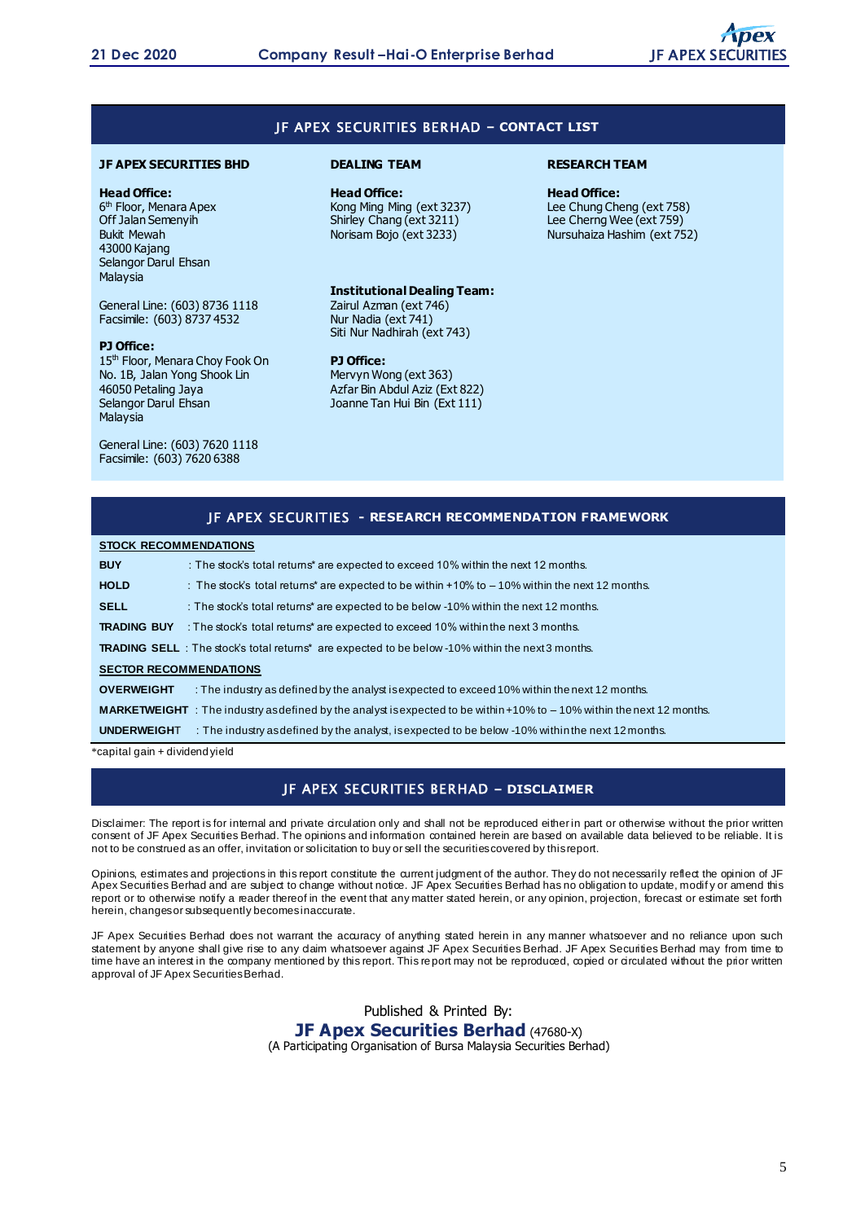## JF APEX SECURITIES BERHAD – CONTACT LIST

**JF APEX SECURITIES BHD**

**Head Office:**
6th Floor, Menara Apex
Off Jalan Semenyih
Bukit Mewah
43000 Kajang
Selangor Darul Ehsan
Malaysia

General Line: (603) 8736 1118
Facsimile: (603) 8737 4532

**PJ Office:**
15th Floor, Menara Choy Fook On
No. 1B, Jalan Yong Shook Lin
46050 Petaling Jaya
Selangor Darul Ehsan
Malaysia

General Line: (603) 7620 1118
Facsimile: (603) 7620 6388

**DEALING TEAM**

**Head Office:**
Kong Ming Ming (ext 3237)
Shirley Chang (ext 3211)
Norisam Bojo (ext 3233)

**Institutional Dealing Team:**
Zairul Azman (ext 746)
Nur Nadia (ext 741)
Siti Nur Nadhirah (ext 743)

**PJ Office:**
Mervyn Wong (ext 363)
Azfar Bin Abdul Aziz (Ext 822)
Joanne Tan Hui Bin (Ext 111)

**RESEARCH TEAM**

**Head Office:**
Lee Chung Cheng (ext 758)
Lee Cherng Wee (ext 759)
Nursuhaiza Hashim (ext 752)

## JF APEX SECURITIES - RESEARCH RECOMMENDATION FRAMEWORK

**STOCK RECOMMENDATIONS**

**BUY** : The stock's total returns* are expected to exceed 10% within the next 12 months.

**HOLD** : The stock's total returns* are expected to be within +10% to – 10% within the next 12 months.

**SELL** : The stock's total returns* are expected to be below -10% within the next 12 months.

**TRADING BUY** : The stock's total returns* are expected to exceed 10% within the next 3 months.

**TRADING SELL** : The stock's total returns* are expected to be below -10% within the next 3 months.

**SECTOR RECOMMENDATIONS**

**OVERWEIGHT** : The industry as defined by the analyst is expected to exceed 10% within the next 12 months.

**MARKETWEIGHT** : The industry as defined by the analyst is expected to be within +10% to – 10% within the next 12 months.

**UNDERWEIGHT** : The industry as defined by the analyst, is expected to be below -10% within the next 12 months.

*capital gain + dividend yield

## JF APEX SECURITIES BERHAD – DISCLAIMER

Disclaimer: The report is for internal and private circulation only and shall not be reproduced either in part or otherwise without the prior written consent of JF Apex Securities Berhad. The opinions and information contained herein are based on available data believed to be reliable. It is not to be construed as an offer, invitation or solicitation to buy or sell the securities covered by this report.

Opinions, estimates and projections in this report constitute the current judgment of the author. They do not necessarily reflect the opinion of JF Apex Securities Berhad and are subject to change without notice. JF Apex Securities Berhad has no obligation to update, modify or amend this report or to otherwise notify a reader thereof in the event that any matter stated herein, or any opinion, projection, forecast or estimate set forth herein, changes or subsequently becomes inaccurate.

JF Apex Securities Berhad does not warrant the accuracy of anything stated herein in any manner whatsoever and no reliance upon such statement by anyone shall give rise to any claim whatsoever against JF Apex Securities Berhad. JF Apex Securities Berhad may from time to time have an interest in the company mentioned by this report. This report may not be reproduced, copied or circulated without the prior written approval of JF Apex Securities Berhad.

Published & Printed By:
**JF Apex Securities Berhad** (47680-X)
(A Participating Organisation of Bursa Malaysia Securities Berhad)